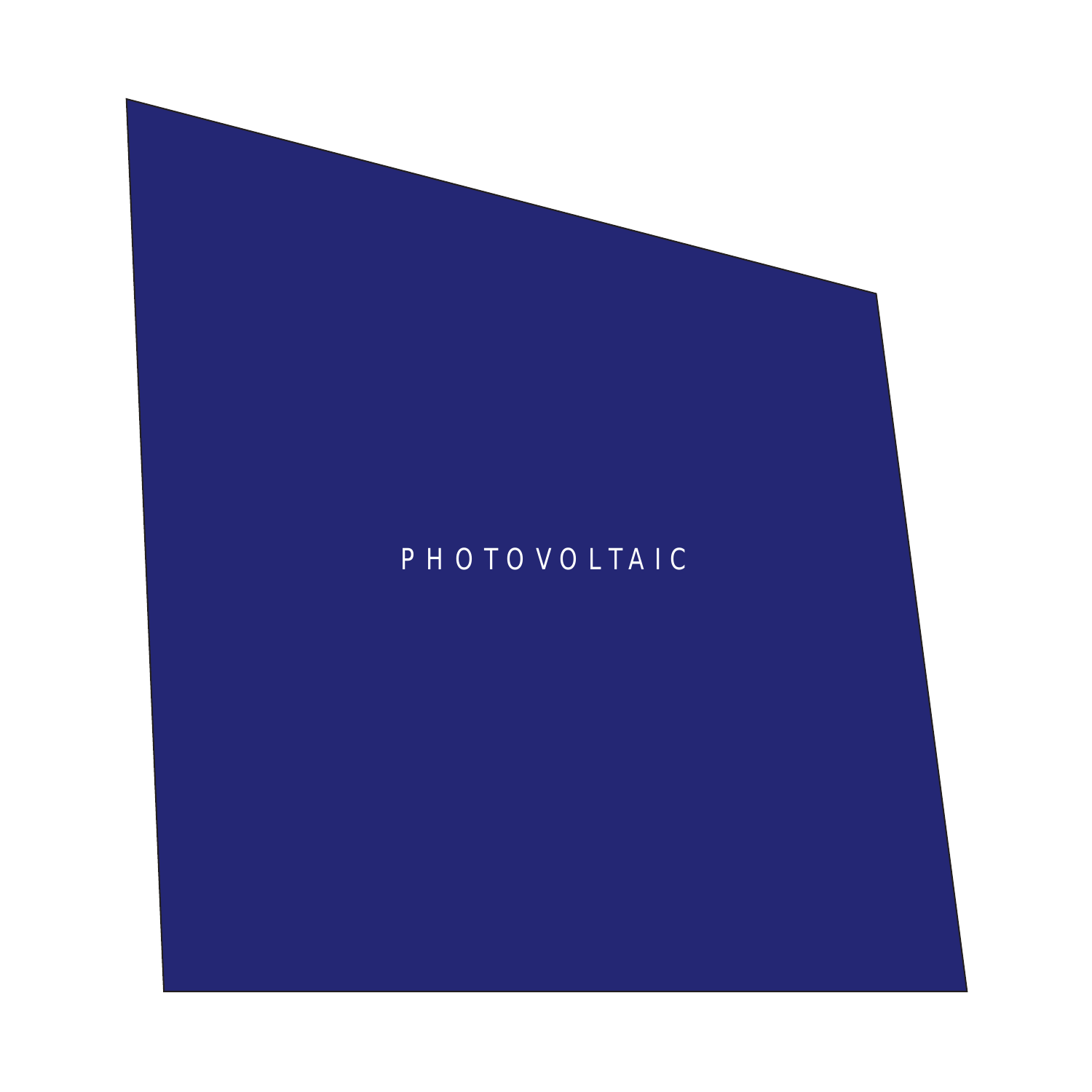# PHOTOVOLTAIC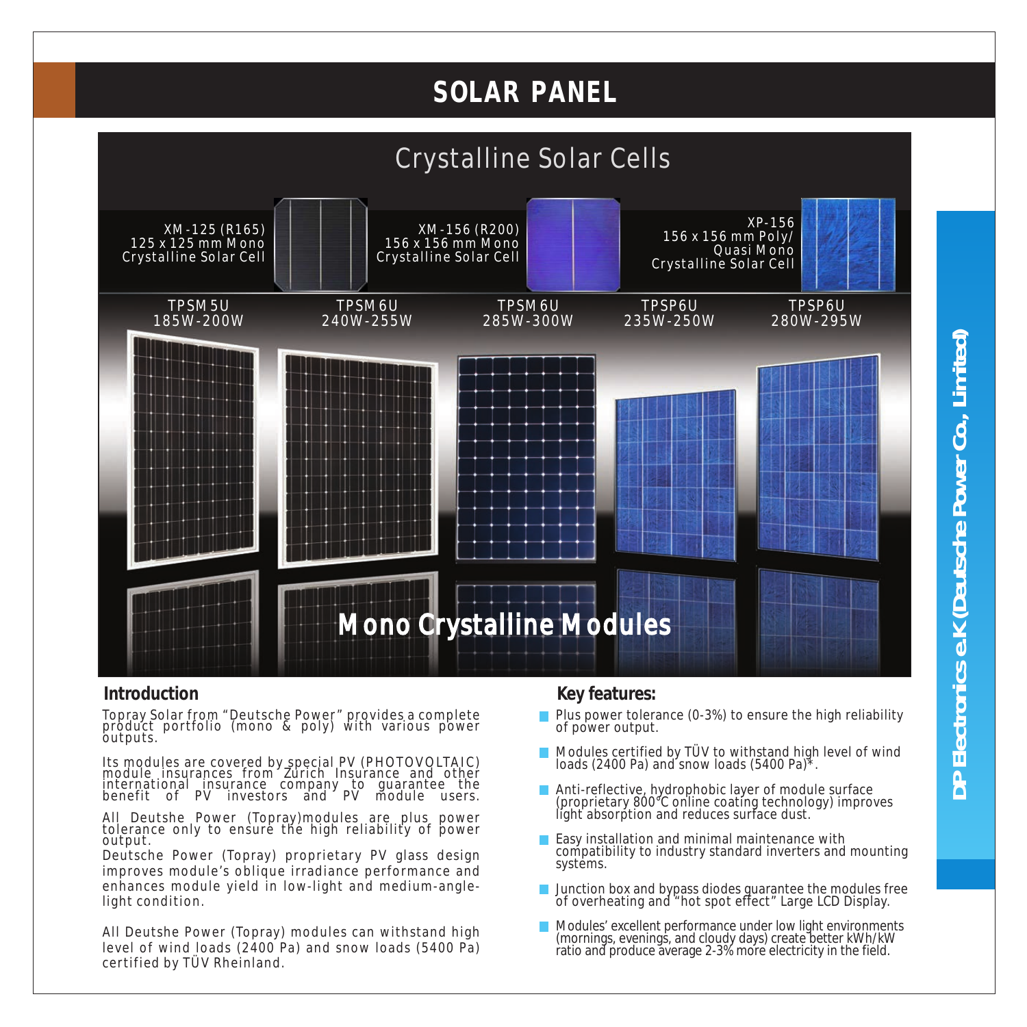# SOLAR PANEL

## Crystalline Solar Cells

XM-125 (R165)
125 x 125 mm Mono
Crystalline Solar Cell

XM-156 (R200)
156 x 156 mm Mono
Crystalline Solar Cell

XP-156
156 x 156 mm Poly/
Quasi Mono
Crystalline Solar Cell

| TPSM5U | TPSM6U | TPSM6U | TPSP6U | TPSP6U |
|---|---|---|---|---|
| 185W-200W | 240W-255W | 285W-300W | 235W-250W | 280W-295W |

**Mono Crystalline Modules**

## Introduction

Topray Solar from "Deutsche Power" provides a complete product portfolio (mono & poly) with various power outputs.

Its modules are covered by special PV (PHOTOVOLTAIC) module insurances from Zürich Insurance and other international insurance company to guarantee the benefit of PV investors and PV module users.

All Deutshe Power (Topray)modules are plus power tolerance only to ensure the high reliability of power output.

Deutsche Power (Topray) proprietary PV glass design improves module's oblique irradiance performance and enhances module yield in low-light and medium-angle-light condition.

All Deutshe Power (Topray) modules can withstand high level of wind loads (2400 Pa) and snow loads (5400 Pa) certified by TÜV Rheinland.

## Key features:

- Plus power tolerance (0-3%) to ensure the high reliability of power output.
- Modules certified by TÜV to withstand high level of wind loads (2400 Pa) and snow loads (5400 Pa)*.
- Anti-reflective, hydrophobic layer of module surface (proprietary 800°C online coating technology) improves light absorption and reduces surface dust.
- Easy installation and minimal maintenance with compatibility to industry standard inverters and mounting systems.
- Junction box and bypass diodes guarantee the modules free of overheating and "hot spot effect" Large LCD Display.
- Modules' excellent performance under low light environments (mornings, evenings, and cloudy days) create better kWh/kW ratio and produce average 2-3% more electricity in the field.

DP Electronics e.K (Deutsche Power Co., Limited)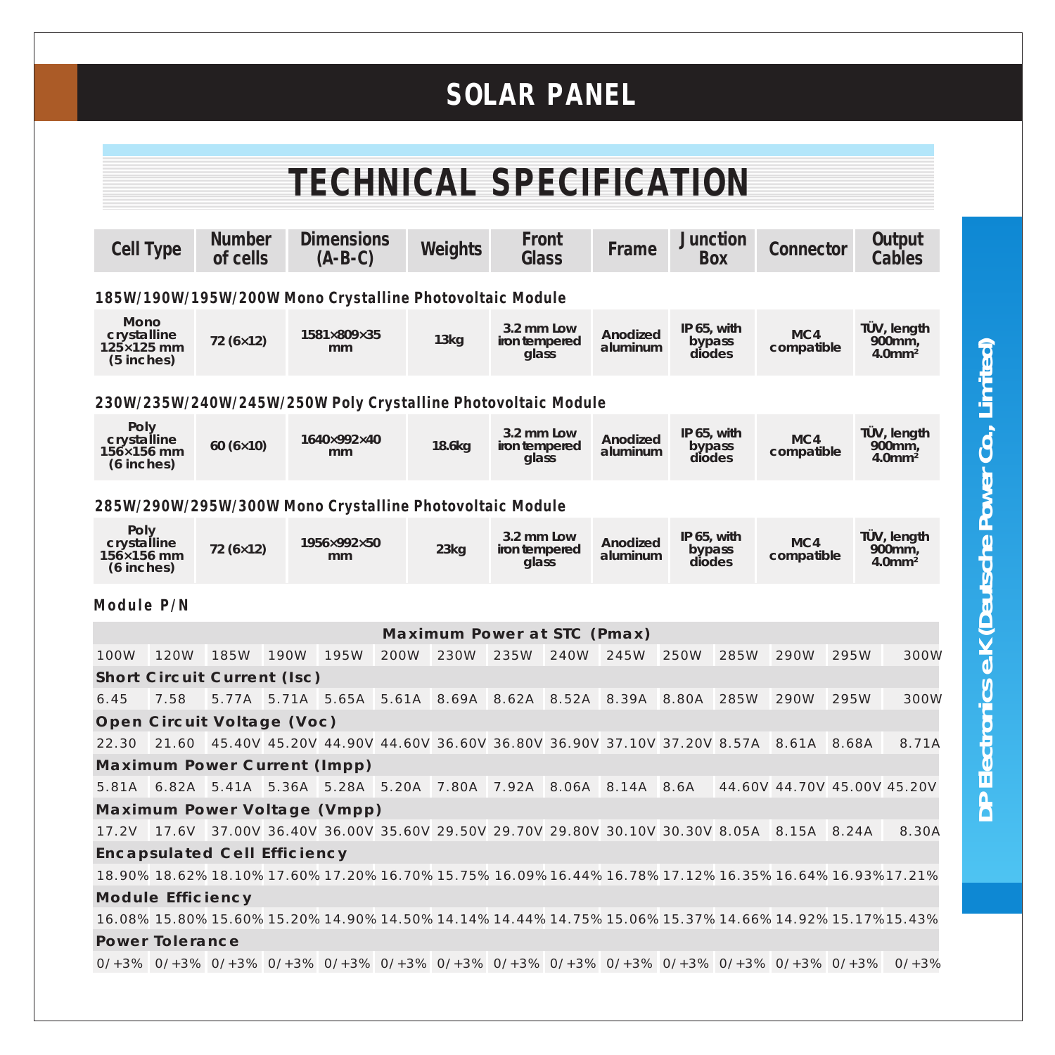# SOLAR PANEL

## TECHNICAL SPECIFICATION

| Cell Type | Number of cells | Dimensions (A-B-C) | Weights | Front Glass | Frame | Junction Box | Connector | Output Cables |
|---|---|---|---|---|---|---|---|---|
| **185W/190W/195W/200W Mono Crystalline Photovoltaic Module** | | | | | | | | |
| Mono crystalline 125×125 mm (5 inches) | 72 (6×12) | 1581×809×35 mm | 13kg | 3.2 mm Low iron tempered glass | Anodized aluminum | IP 65, with bypass diodes | MC4 compatible | TÜV, length 900mm, 4.0mm² |
| **230W/235W/240W/245W/250W Poly Crystalline Photovoltaic Module** | | | | | | | | |
| Poly crystalline 156×156 mm (6 inches) | 60 (6×10) | 1640×992×40 mm | 18.6kg | 3.2 mm Low iron tempered glass | Anodized aluminum | IP 65, with bypass diodes | MC4 compatible | TÜV, length 900mm, 4.0mm² |
| **285W/290W/295W/300W Mono Crystalline Photovoltaic Module** | | | | | | | | |
| Poly crystalline 156×156 mm (6 inches) | 72 (6×12) | 1956×992×50 mm | 23kg | 3.2 mm Low iron tempered glass | Anodized aluminum | IP 65, with bypass diodes | MC4 compatible | TÜV, length 900mm, 4.0mm² |

**Module P/N**

| **Maximum Power at STC (Pmax)** | | | | | | | | | | | | | | |
|---|---|---|---|---|---|---|---|---|---|---|---|---|---|---|
| 100W | 120W | 185W | 190W | 195W | 200W | 230W | 235W | 240W | 245W | 250W | 285W | 290W | 295W | 300W |
| **Short Circuit Current (Isc)** | | | | | | | | | | | | | | |
| 6.45 | 7.58 | 5.77A | 5.71A | 5.65A | 5.61A | 8.69A | 8.62A | 8.52A | 8.39A | 8.80A | 285W | 290W | 295W | 300W |
| **Open Circuit Voltage (Voc)** | | | | | | | | | | | | | | |
| 22.30 | 21.60 | 45.40V | 45.20V | 44.90V | 44.60V | 36.60V | 36.80V | 36.90V | 37.10V | 37.20V | 8.57A | 8.61A | 8.68A | 8.71A |
| **Maximum Power Current (Impp)** | | | | | | | | | | | | | | |
| 5.81A | 6.82A | 5.41A | 5.36A | 5.28A | 5.20A | 7.80A | 7.92A | 8.06A | 8.14A | 8.6A | 44.60V | 44.70V | 45.00V | 45.20V |
| **Maximum Power Voltage (Vmpp)** | | | | | | | | | | | | | | |
| 17.2V | 17.6V | 37.00V | 36.40V | 36.00V | 35.60V | 29.50V | 29.70V | 29.80V | 30.10V | 30.30V | 8.05A | 8.15A | 8.24A | 8.30A |
| **Encapsulated Cell Efficiency** | | | | | | | | | | | | | | |
| 18.90% | 18.62% | 18.10% | 17.60% | 17.20% | 16.70% | 15.75% | 16.09% | 16.44% | 16.78% | 17.12% | 16.35% | 16.64% | 16.93% | 17.21% |
| **Module Efficiency** | | | | | | | | | | | | | | |
| 16.08% | 15.80% | 15.60% | 15.20% | 14.90% | 14.50% | 14.14% | 14.44% | 14.75% | 15.06% | 15.37% | 14.66% | 14.92% | 15.17% | 15.43% |
| **Power Tolerance** | | | | | | | | | | | | | | |
| 0/+3% | 0/+3% | 0/+3% | 0/+3% | 0/+3% | 0/+3% | 0/+3% | 0/+3% | 0/+3% | 0/+3% | 0/+3% | 0/+3% | 0/+3% | 0/+3% | 0/+3% |

DP Electronics e.K (Deutsche Power Co., Limited)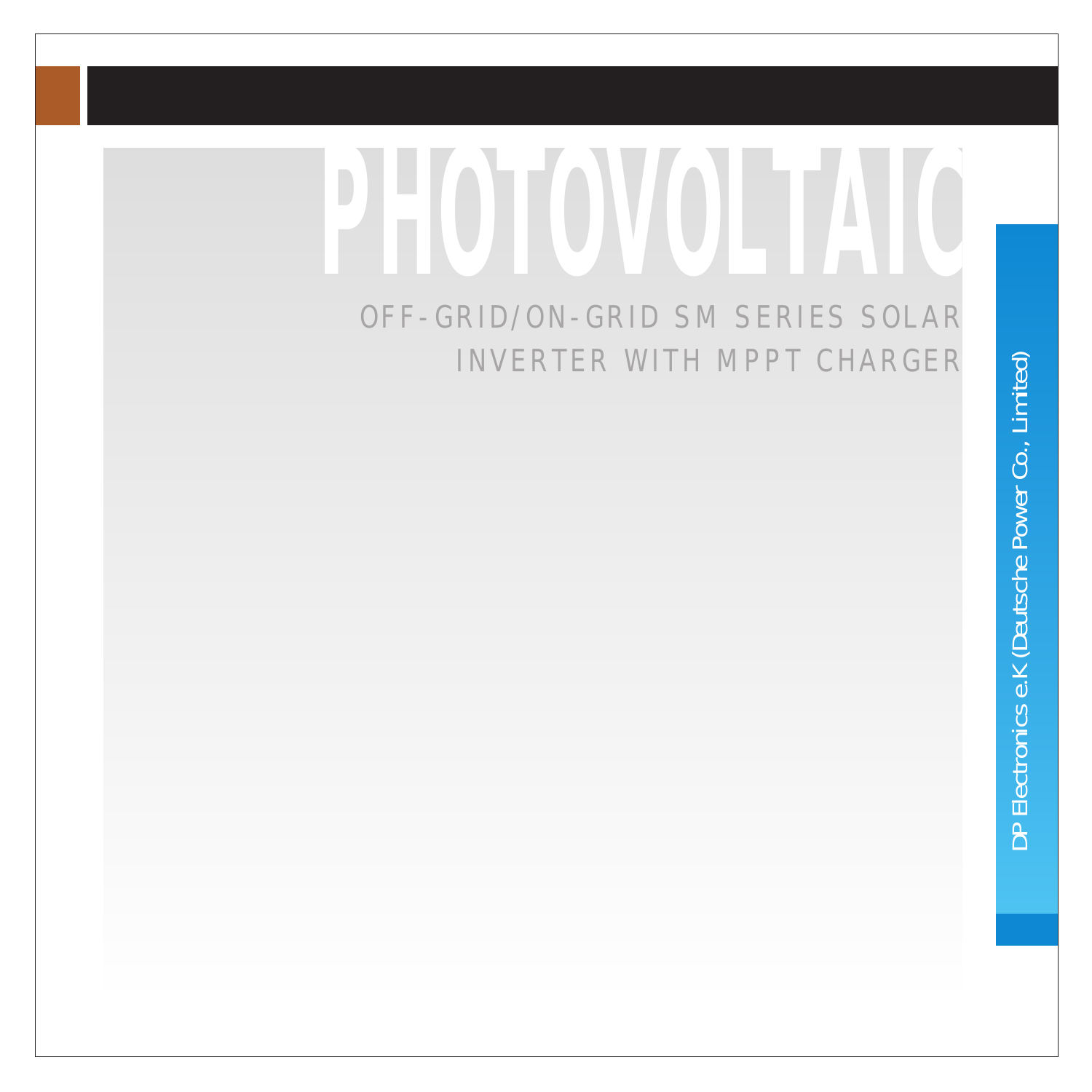# PHOTOVOLTAIC

## OFF-GRID/ON-GRID SM SERIES SOLAR INVERTER WITH MPPT CHARGER

DP Electronics e.K (Deutsche Power Co., Limited)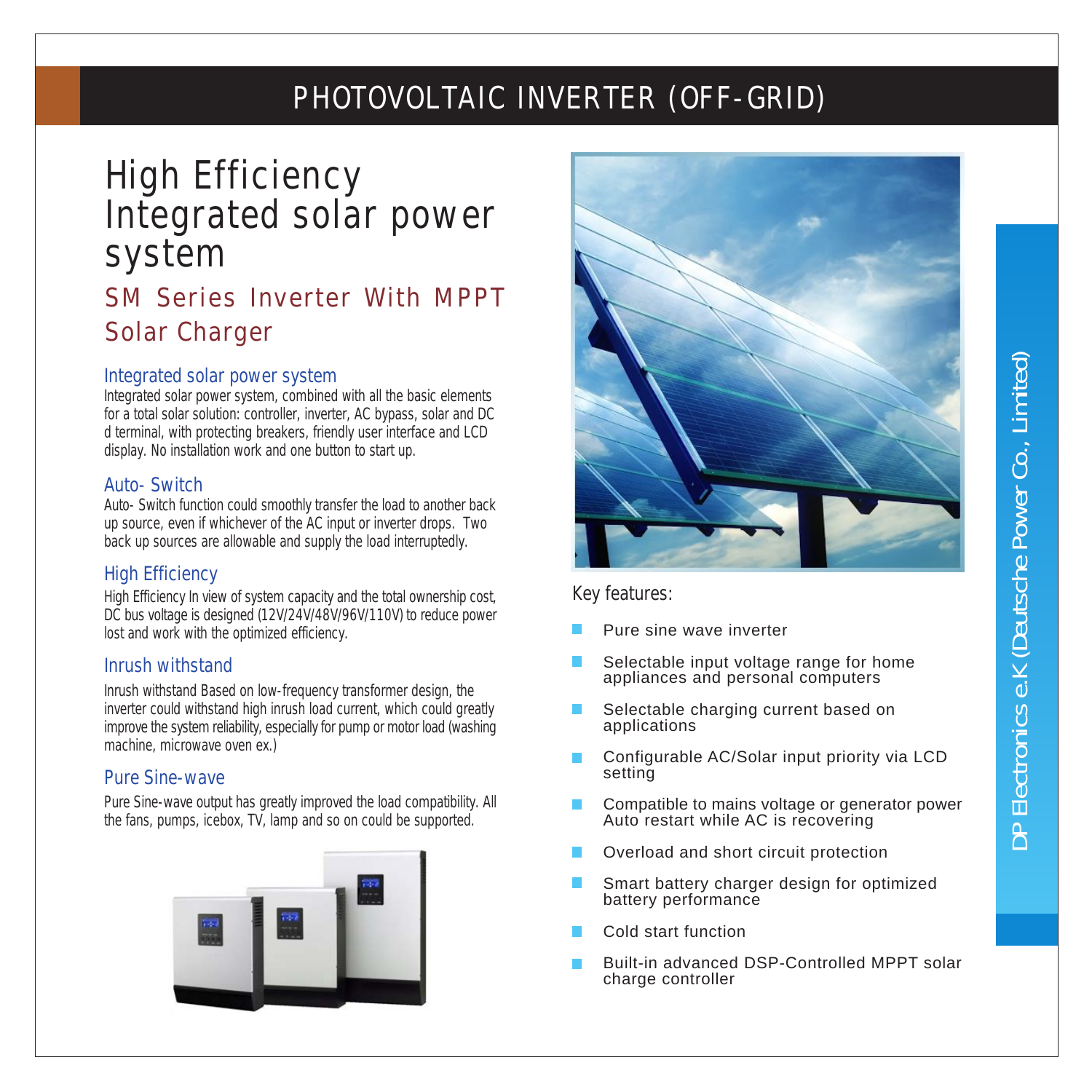# PHOTOVOLTAIC INVERTER (OFF-GRID)

## High Efficiency Integrated solar power system

### SM Series Inverter With MPPT Solar Charger

#### Integrated solar power system

Integrated solar power system, combined with all the basic elements for a total solar solution: controller, inverter, AC bypass, solar and DC d terminal, with protecting breakers, friendly user interface and LCD display. No installation work and one button to start up.

#### Auto- Switch

Auto- Switch function could smoothly transfer the load to another back up source, even if whichever of the AC input or inverter drops. Two back up sources are allowable and supply the load interruptedly.

#### High Efficiency

High Efficiency In view of system capacity and the total ownership cost, DC bus voltage is designed (12V/24V/48V/96V/110V) to reduce power lost and work with the optimized efficiency.

#### Inrush withstand

Inrush withstand Based on low-frequency transformer design, the inverter could withstand high inrush load current, which could greatly improve the system reliability, especially for pump or motor load (washing machine, microwave oven ex.)

#### Pure Sine-wave

Pure Sine-wave output has greatly improved the load compatibility. All the fans, pumps, icebox, TV, lamp and so on could be supported.

Key features:

- Pure sine wave inverter
- Selectable input voltage range for home appliances and personal computers
- Selectable charging current based on applications
- Configurable AC/Solar input priority via LCD setting
- Compatible to mains voltage or generator power Auto restart while AC is recovering
- Overload and short circuit protection
- Smart battery charger design for optimized battery performance
- Cold start function
- Built-in advanced DSP-Controlled MPPT solar charge controller

DP Electronics e.K (Deutsche Power Co., Limited)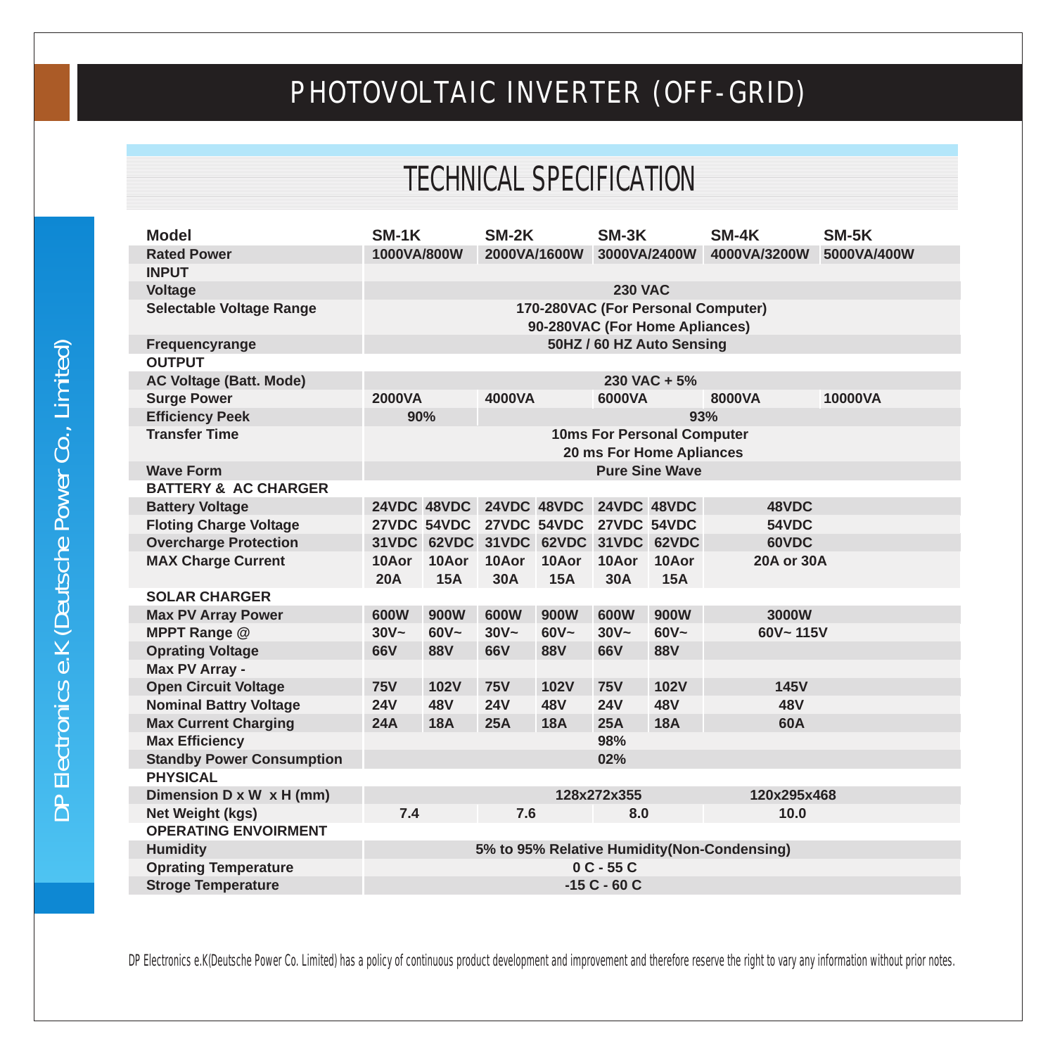# PHOTOVOLTAIC INVERTER (OFF-GRID)

## TECHNICAL SPECIFICATION

| Model | SM-1K | | SM-2K | | SM-3K | | SM-4K | SM-5K |
|---|---|---|---|---|---|---|---|---|
| Rated Power | 1000VA/800W | | 2000VA/1600W | | 3000VA/2400W | | 4000VA/3200W | 5000VA/400W |
| **INPUT** | | | | | | | | |
| Voltage | 230 VAC | | | | | | | |
| Selectable Voltage Range | 170-280VAC (For Personal Computer) 90-280VAC (For Home Apliances) | | | | | | | |
| Frequencyrange | 50HZ / 60 HZ Auto Sensing | | | | | | | |
| **OUTPUT** | | | | | | | | |
| AC Voltage (Batt. Mode) | 230 VAC + 5% | | | | | | | |
| Surge Power | 2000VA | | 4000VA | | 6000VA | | 8000VA | 10000VA |
| Efficiency Peek | 90% | | 93% | | | | | |
| Transfer Time | 10ms For Personal Computer 20 ms For Home Apliances | | | | | | | |
| Wave Form | Pure Sine Wave | | | | | | | |
| **BATTERY & AC CHARGER** | | | | | | | | |
| Battery Voltage | 24VDC | 48VDC | 24VDC | 48VDC | 24VDC | 48VDC | 48VDC | |
| Floting Charge Voltage | 27VDC | 54VDC | 27VDC | 54VDC | 27VDC | 54VDC | 54VDC | |
| Overcharge Protection | 31VDC | 62VDC | 31VDC | 62VDC | 31VDC | 62VDC | 60VDC | |
| MAX Charge Current | 10Aor 20A | 10Aor 15A | 10Aor 30A | 10Aor 15A | 10Aor 30A | 10Aor 15A | 20A or 30A | |
| **SOLAR CHARGER** | | | | | | | | |
| Max PV Array Power | 600W | 900W | 600W | 900W | 600W | 900W | 3000W | |
| MPPT Range @ Oprating Voltage | 30V~ 66V | 60V~ 88V | 30V~ 66V | 60V~ 88V | 30V~ 66V | 60V~ 88V | 60V~ 115V | |
| Max PV Array - Open Circuit Voltage | 75V | 102V | 75V | 102V | 75V | 102V | 145V | |
| Nominal Battry Voltage | 24V | 48V | 24V | 48V | 24V | 48V | 48V | |
| Max Current Charging | 24A | 18A | 25A | 18A | 25A | 18A | 60A | |
| Max Efficiency | 98% | | | | | | | |
| Standby Power Consumption | 02% | | | | | | | |
| **PHYSICAL** | | | | | | | | |
| Dimension D x W x H (mm) | 128x272x355 | | | | | | 120x295x468 | |
| Net Weight (kgs) | 7.4 | | 7.6 | | 8.0 | | 10.0 | |
| **OPERATING ENVOIRMENT** | | | | | | | | |
| Humidity | 5% to 95% Relative Humidity(Non-Condensing) | | | | | | | |
| Oprating Temperature | 0 C - 55 C | | | | | | | |
| Stroge Temperature | -15 C - 60 C | | | | | | | |

DP Electronics e.K(Deutsche Power Co. Limited) has a policy of continuous product development and improvement and therefore reserve the right to vary any information without prior notes.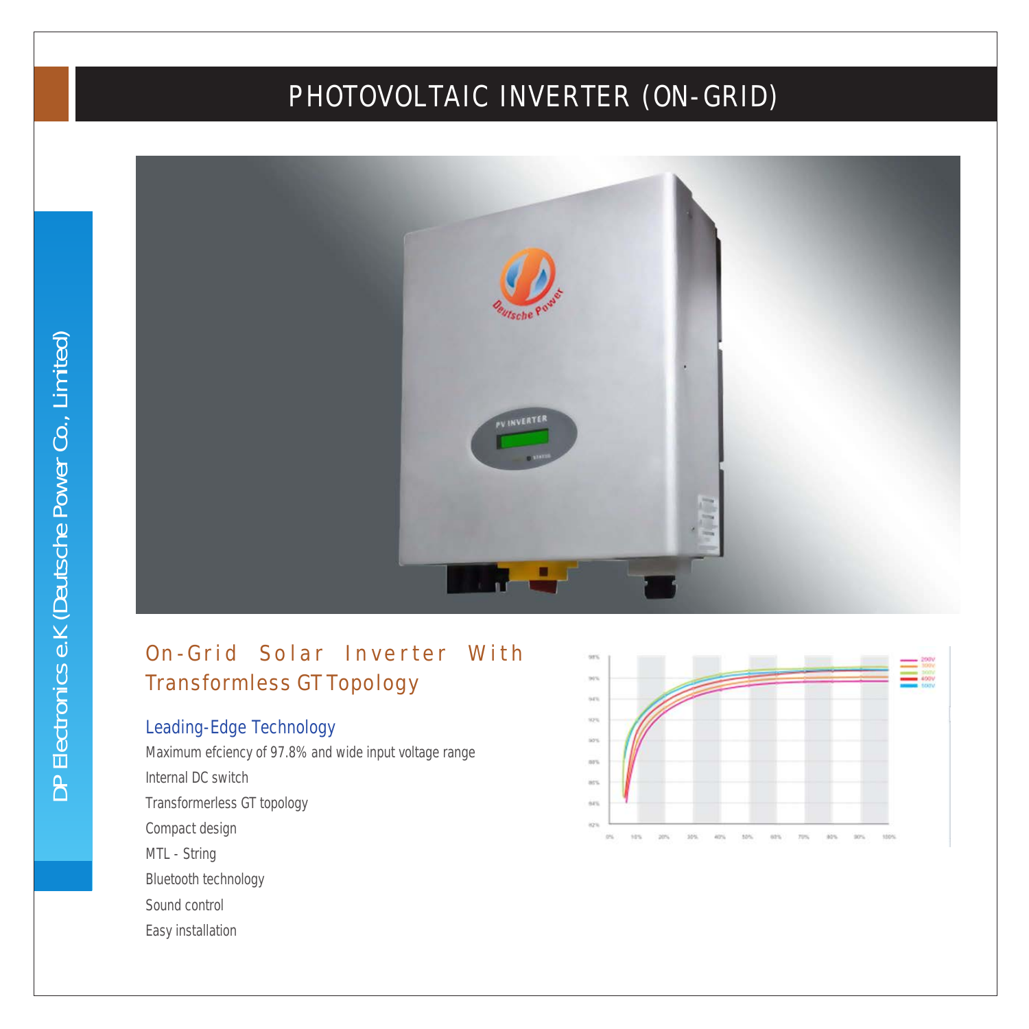# PHOTOVOLTAIC INVERTER (ON-GRID)

DP Electronics e.K (Deutsche Power Co., Limited)

## On-Grid Solar Inverter With Transformless GT Topology

### Leading-Edge Technology

Maximum efciency of 97.8% and wide input voltage range

Internal DC switch

Transformerless GT topology

Compact design

MTL - String

Bluetooth technology

Sound control

Easy installation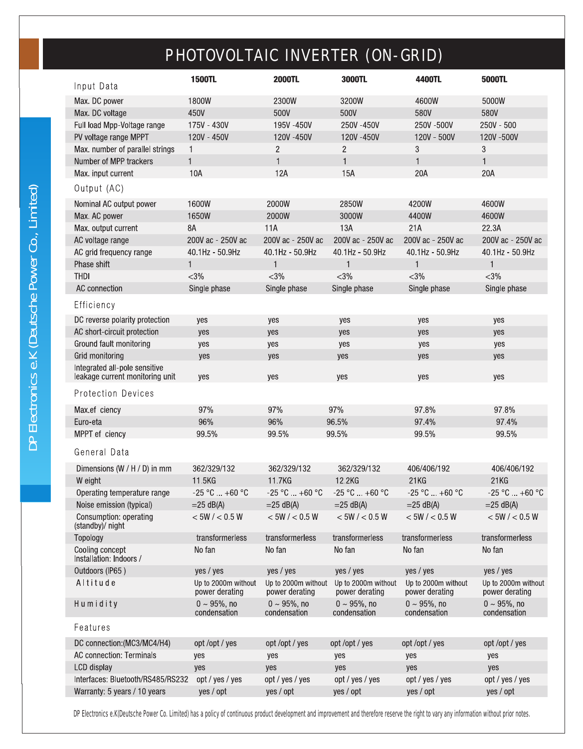# PHOTOVOLTAIC INVERTER (ON-GRID)

DP Electronics e.K (Deutsche Power Co., Limited)

| Input Data | 1500TL | 2000TL | 3000TL | 4400TL | 5000TL |
|---|---|---|---|---|---|
| Max. DC power | 1800W | 2300W | 3200W | 4600W | 5000W |
| Max. DC voltage | 450V | 500V | 500V | 580V | 580V |
| Full load Mpp-Voltage range | 175V - 430V | 195V -450V | 250V -450V | 250V -500V | 250V - 500 |
| PV voltage range MPPT | 120V - 450V | 120V -450V | 120V -450V | 120V - 500V | 120V -500V |
| Max. number of parallel strings | 1 | 2 | 2 | 3 | 3 |
| Number of MPP trackers | 1 | 1 | 1 | 1 | 1 |
| Max. input current | 10A | 12A | 15A | 20A | 20A |
| **Output (AC)** | | | | | |
| Nominal AC output power | 1600W | 2000W | 2850W | 4200W | 4600W |
| Max. AC power | 1650W | 2000W | 3000W | 4400W | 4600W |
| Max. output current | 8A | 11A | 13A | 21A | 22.3A |
| AC voltage range | 200V ac - 250V ac | 200V ac - 250V ac | 200V ac - 250V ac | 200V ac - 250V ac | 200V ac - 250V ac |
| AC grid frequency range | 40.1Hz - 50.9Hz | 40.1Hz - 50.9Hz | 40.1Hz - 50.9Hz | 40.1Hz - 50.9Hz | 40.1Hz - 50.9Hz |
| Phase shift | 1 | 1 | 1 | 1 | 1 |
| THDI | <3% | <3% | <3% | <3% | <3% |
| AC connection | Single phase | Single phase | Single phase | Single phase | Single phase |
| **Efficiency** | | | | | |
| DC reverse polarity protection | yes | yes | yes | yes | yes |
| AC short-circuit protection | yes | yes | yes | yes | yes |
| Ground fault monitoring | yes | yes | yes | yes | yes |
| Grid monitoring | yes | yes | yes | yes | yes |
| Integrated all-pole sensitive leakage current monitoring unit | yes | yes | yes | yes | yes |
| **Protection Devices** | | | | | |
| Max.ef ciency | 97% | 97% | 97% | 97.8% | 97.8% |
| Euro-eta | 96% | 96% | 96.5% | 97.4% | 97.4% |
| MPPT ef ciency | 99.5% | 99.5% | 99.5% | 99.5% | 99.5% |
| **General Data** | | | | | |
| Dimensions (W / H / D) in mm | 362/329/132 | 362/329/132 | 362/329/132 | 406/406/192 | 406/406/192 |
| W eight | 11.5KG | 11.7KG | 12.2KG | 21KG | 21KG |
| Operating temperature range | -25 °C ... +60 °C | -25 °C ... +60 °C | -25 °C ... +60 °C | -25 °C ... +60 °C | -25 °C ... +60 °C |
| Noise emission (typical) | =25 dB(A) | =25 dB(A) | =25 dB(A) | =25 dB(A) | =25 dB(A) |
| Consumption: operating (standby)/ night | < 5W / < 0.5 W | < 5W / < 0.5 W | < 5W / < 0.5 W | < 5W / < 0.5 W | < 5W / < 0.5 W |
| Topology | transformerless | transformerless | transformerless | transformerless | transformerless |
| Cooling concept | No fan | No fan | No fan | No fan | No fan |
| Installation: Indoors / Outdoors (IP65 ) | yes / yes | yes / yes | yes / yes | yes / yes | yes / yes |
| Altitude | Up to 2000m without power derating | Up to 2000m without power derating | Up to 2000m without power derating | Up to 2000m without power derating | Up to 2000m without power derating |
| Humidity | 0 ~ 95%, no condensation | 0 ~ 95%, no condensation | 0 ~ 95%, no condensation | 0 ~ 95%, no condensation | 0 ~ 95%, no condensation |
| **Features** | | | | | |
| DC connection:(MC3/MC4/H4) | opt /opt / yes | opt /opt / yes | opt /opt / yes | opt /opt / yes | opt /opt / yes |
| AC connection: Terminals | yes | yes | yes | yes | yes |
| LCD display | yes | yes | yes | yes | yes |
| Interfaces: Bluetooth/RS485/RS232 | opt / yes / yes | opt / yes / yes | opt / yes / yes | opt / yes / yes | opt / yes / yes |
| Warranty: 5 years / 10 years | yes / opt | yes / opt | yes / opt | yes / opt | yes / opt |

DP Electronics e.K(Deutsche Power Co. Limited) has a policy of continuous product development and improvement and therefore reserve the right to vary any information without prior notes.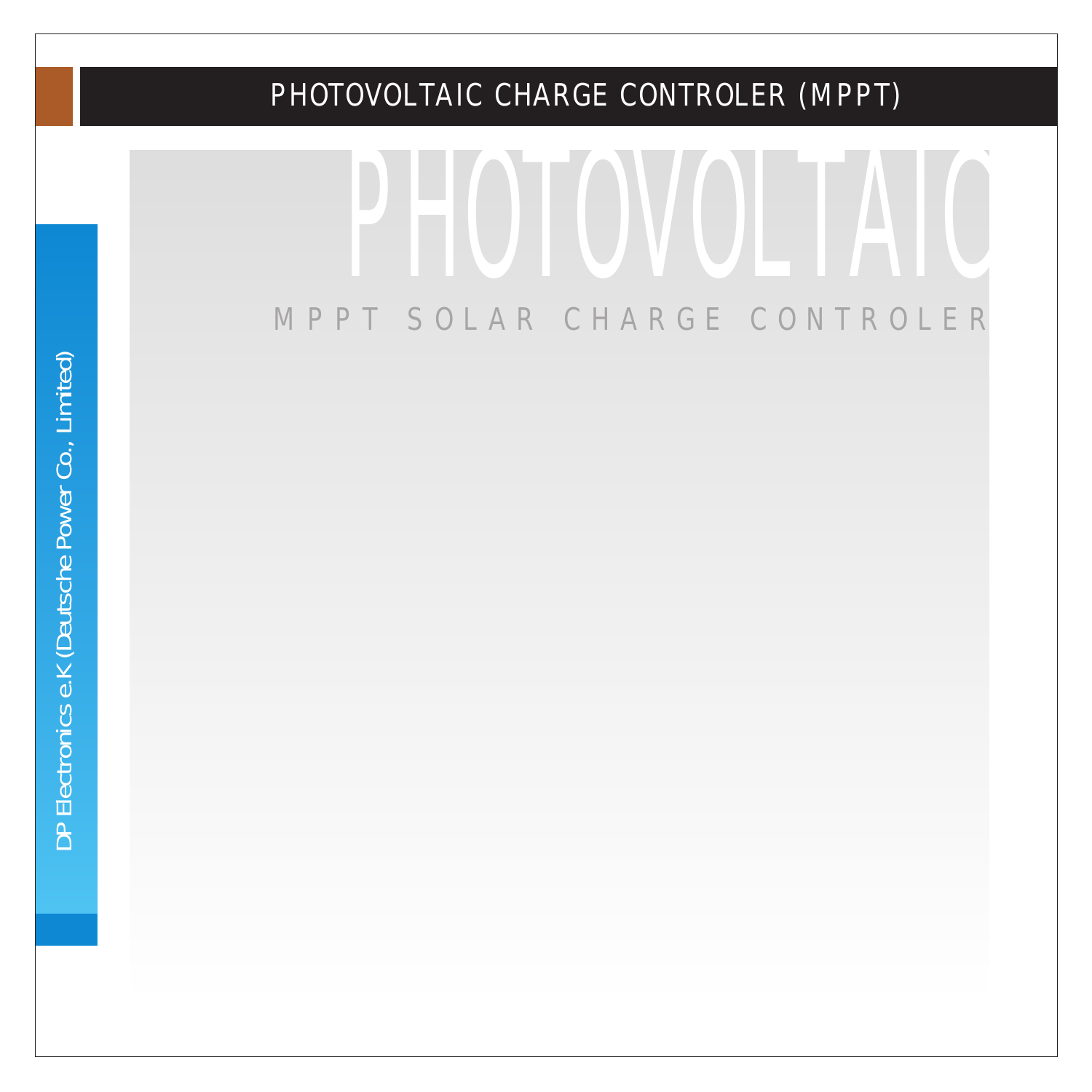# PHOTOVOLTAIC CHARGE CONTROLER (MPPT)

PHOTOVOLTAIC

MPPT SOLAR CHARGE CONTROLER

DP Electronics e.K (Deutsche Power Co., Limited)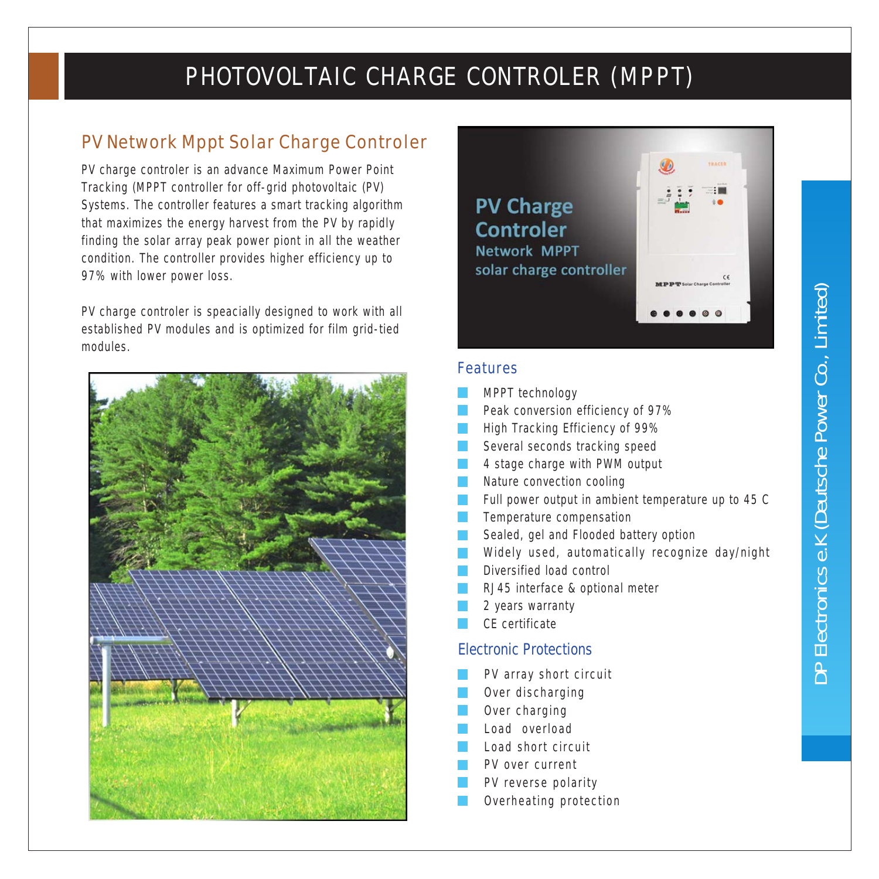# PHOTOVOLTAIC CHARGE CONTROLER (MPPT)

## PV Network Mppt Solar Charge Controler

PV charge controler is an advance Maximum Power Point Tracking (MPPT controller for off-grid photovoltaic (PV) Systems. The controller features a smart tracking algorithm that maximizes the energy harvest from the PV by rapidly finding the solar array peak power piont in all the weather condition. The controller provides higher efficiency up to 97% with lower power loss.

PV charge controler is speacially designed to work with all established PV modules and is optimized for film grid-tied modules.

**PV Charge Controler**
Network MPPT
solar charge controller

### Features

- MPPT technology
- Peak conversion efficiency of 97%
- High Tracking Efficiency of 99%
- Several seconds tracking speed
- 4 stage charge with PWM output
- Nature convection cooling
- Full power output in ambient temperature up to 45 C
- Temperature compensation
- Sealed, gel and Flooded battery option
- Widely used, automatically recognize day/night
- Diversified load control
- RJ45 interface & optional meter
- 2 years warranty
- CE certificate

### Electronic Protections

- PV array short circuit
- Over discharging
- Over charging
- Load overload
- Load short circuit
- PV over current
- PV reverse polarity
- Overheating protection

DP Electronics e.K (Deutsche Power Co., Limited)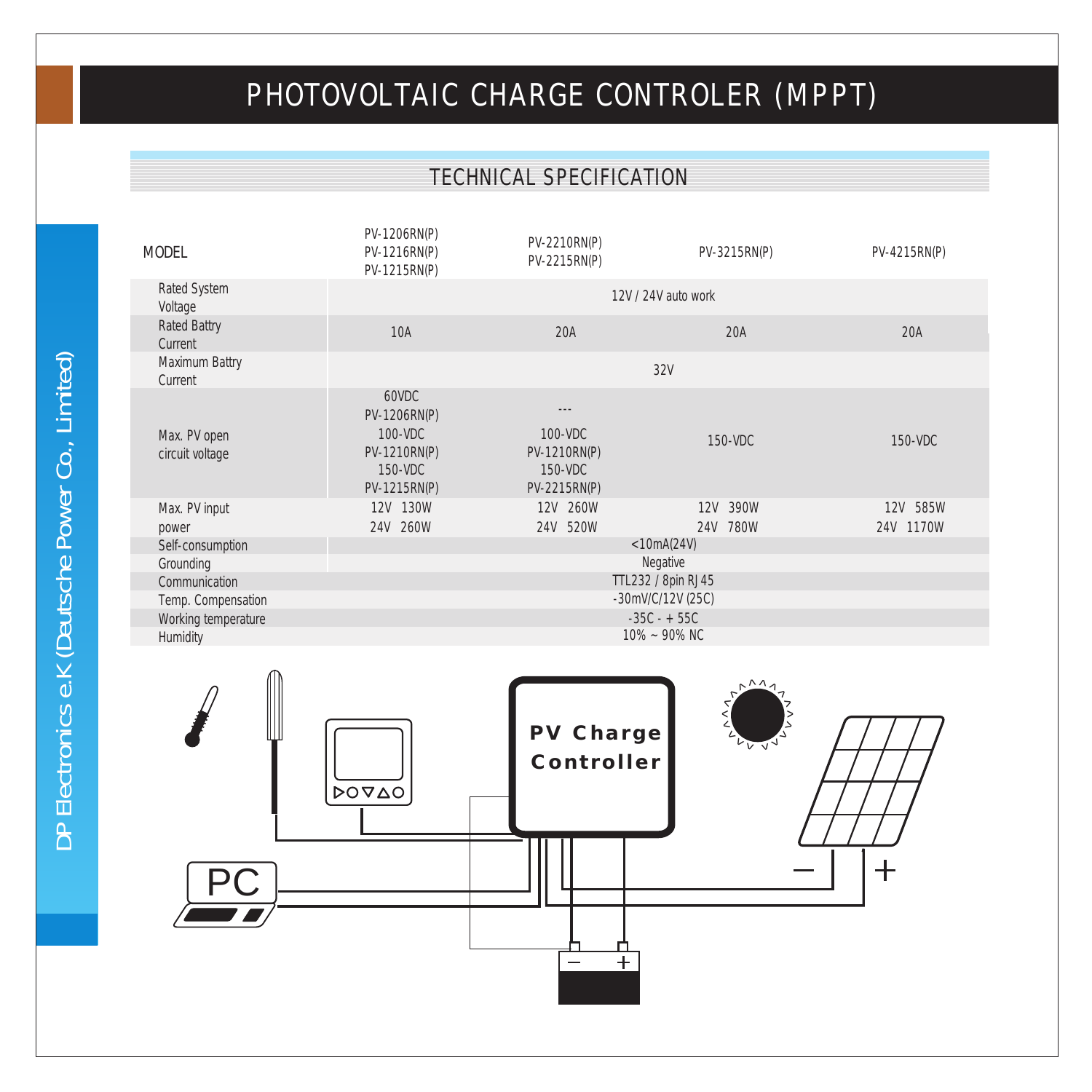# PHOTOVOLTAIC CHARGE CONTROLER (MPPT)

## TECHNICAL SPECIFICATION

| MODEL | PV-1206RN(P)<br>PV-1216RN(P)<br>PV-1215RN(P) | PV-2210RN(P)<br>PV-2215RN(P) | PV-3215RN(P) | PV-4215RN(P) |
|---|---|---|---|---|
| Rated System Voltage | 12V / 24V auto work | | | |
| Rated Battry Current | 10A | 20A | 20A | 20A |
| Maximum Battry Current | 32V | | | |
| Max. PV open circuit voltage | 60VDC<br>PV-1206RN(P)<br>100-VDC<br>PV-1210RN(P)<br>150-VDC<br>PV-1215RN(P) | ---<br>100-VDC<br>PV-1210RN(P)<br>150-VDC<br>PV-2215RN(P) | 150-VDC | 150-VDC |
| Max. PV input power | 12V 130W<br>24V 260W | 12V 260W<br>24V 520W | 12V 390W<br>24V 780W | 12V 585W<br>24V 1170W |
| Self-consumption | <10mA(24V) | | | |
| Grounding | Negative | | | |
| Communication | TTL232 / 8pin RJ45 | | | |
| Temp. Compensation | -30mV/C/12V (25C) | | | |
| Working temperature | -35C - + 55C | | | |
| Humidity | 10% ~ 90% NC | | | |

PV Charge Controller

PC

DP Electronics e.K (Deutsche Power Co., Limited)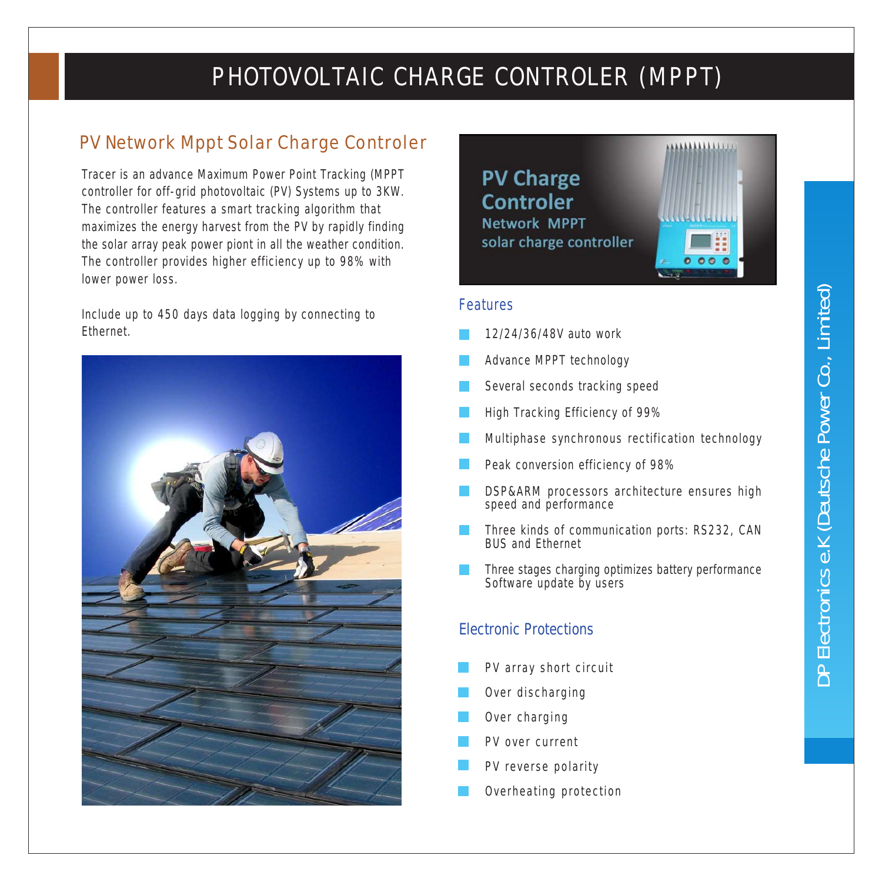# PHOTOVOLTAIC CHARGE CONTROLER (MPPT)

## PV Network Mppt Solar Charge Controler

Tracer is an advance Maximum Power Point Tracking (MPPT controller for off-grid photovoltaic (PV) Systems up to 3KW. The controller features a smart tracking algorithm that maximizes the energy harvest from the PV by rapidly finding the solar array peak power piont in all the weather condition. The controller provides higher efficiency up to 98% with lower power loss.

Include up to 450 days data logging by connecting to Ethernet.

**PV Charge Controler**
Network MPPT
solar charge controller

### Features

- 12/24/36/48V auto work
- Advance MPPT technology
- Several seconds tracking speed
- High Tracking Efficiency of 99%
- Multiphase synchronous rectification technology
- Peak conversion efficiency of 98%
- DSP&ARM processors architecture ensures high speed and performance
- Three kinds of communication ports: RS232, CAN BUS and Ethernet
- Three stages charging optimizes battery performance Software update by users

### Electronic Protections

- PV array short circuit
- Over discharging
- Over charging
- PV over current
- PV reverse polarity
- Overheating protection

DP Electronics e.K (Deutsche Power Co., Limited)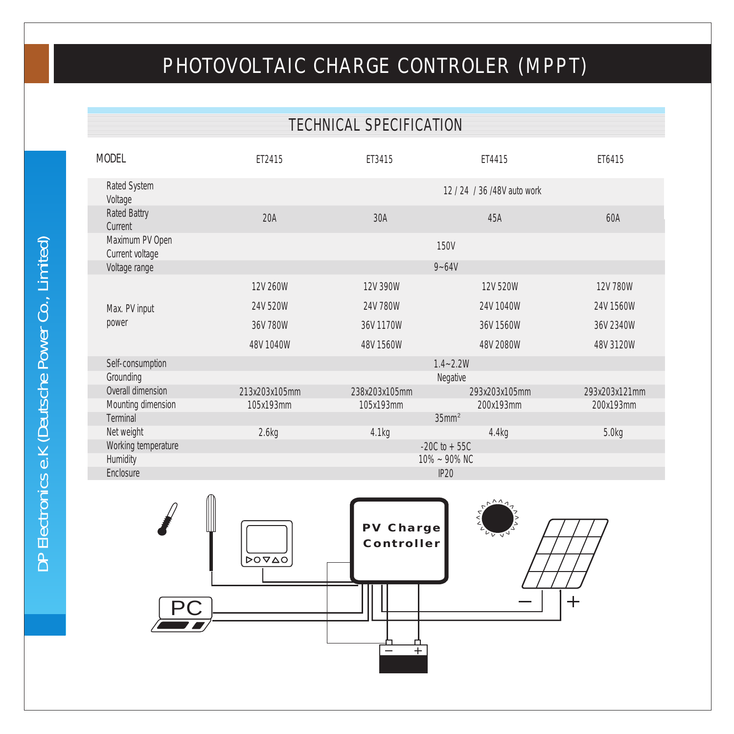# PHOTOVOLTAIC CHARGE CONTROLER (MPPT)

## TECHNICAL SPECIFICATION

| MODEL | ET2415 | ET3415 | ET4415 | ET6415 |
|---|---|---|---|---|
| Rated System Voltage | 12 / 24 / 36 /48V auto work | | | |
| Rated Battry Current | 20A | 30A | 45A | 60A |
| Maximum PV Open Current voltage | 150V | | | |
| Voltage range | 9~64V | | | |
| Max. PV input power | 12V 260W<br>24V 520W<br>36V 780W<br>48V 1040W | 12V 390W<br>24V 780W<br>36V 1170W<br>48V 1560W | 12V 520W<br>24V 1040W<br>36V 1560W<br>48V 2080W | 12V 780W<br>24V 1560W<br>36V 2340W<br>48V 3120W |
| Self-consumption | 1.4~2.2W | | | |
| Grounding | Negative | | | |
| Overall dimension | 213x203x105mm | 238x203x105mm | 293x203x105mm | 293x203x121mm |
| Mounting dimension | 105x193mm | 105x193mm | 200x193mm | 200x193mm |
| Terminal | $35mm^2$ | | | |
| Net weight | 2.6kg | 4.1kg | 4.4kg | 5.0kg |
| Working temperature | -20C to + 55C | | | |
| Humidity | 10% ~ 90% NC | | | |
| Enclosure | IP20 | | | |

PV Charge Controller

PC

DP Electronics e.K (Deutsche Power Co., Limited)